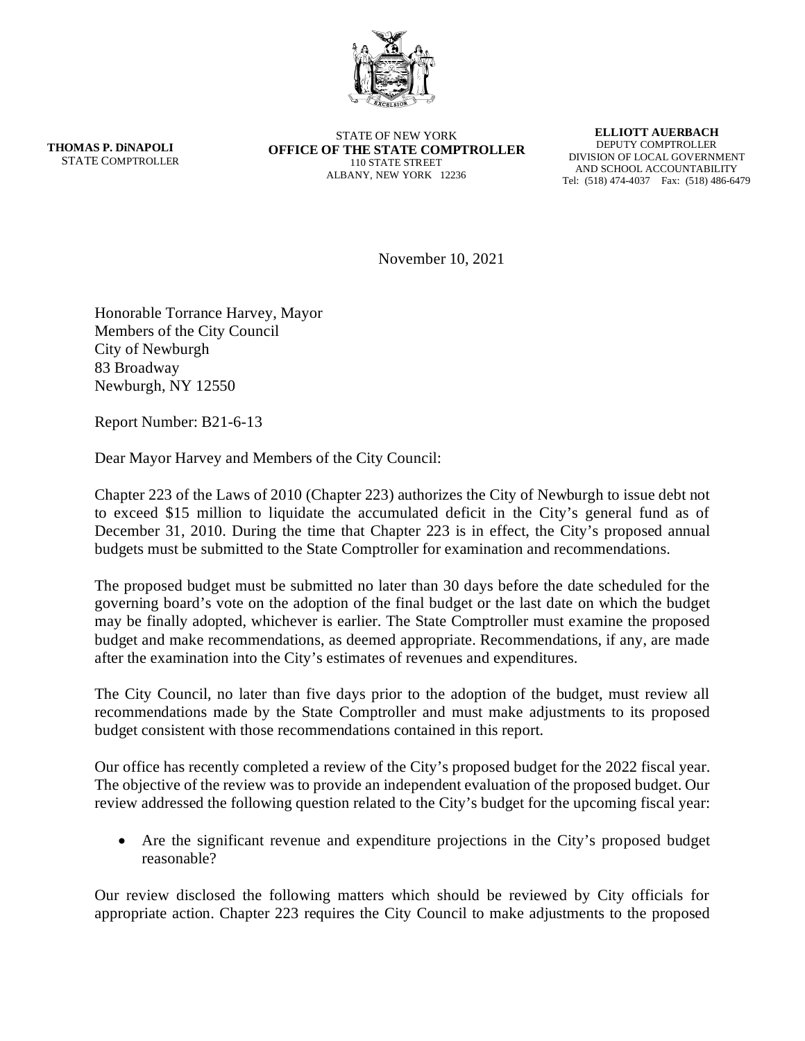**THOMAS P. DiNAPOLI**
STATE COMPTROLLER

STATE OF NEW YORK
**OFFICE OF THE STATE COMPTROLLER**
110 STATE STREET
ALBANY, NEW YORK 12236

**ELLIOTT AUERBACH**
DEPUTY COMPTROLLER
DIVISION OF LOCAL GOVERNMENT
AND SCHOOL ACCOUNTABILITY
Tel: (518) 474-4037 Fax: (518) 486-6479

November 10, 2021

Honorable Torrance Harvey, Mayor
Members of the City Council
City of Newburgh
83 Broadway
Newburgh, NY 12550

Report Number: B21-6-13

Dear Mayor Harvey and Members of the City Council:

Chapter 223 of the Laws of 2010 (Chapter 223) authorizes the City of Newburgh to issue debt not to exceed $15 million to liquidate the accumulated deficit in the City's general fund as of December 31, 2010. During the time that Chapter 223 is in effect, the City's proposed annual budgets must be submitted to the State Comptroller for examination and recommendations.

The proposed budget must be submitted no later than 30 days before the date scheduled for the governing board's vote on the adoption of the final budget or the last date on which the budget may be finally adopted, whichever is earlier. The State Comptroller must examine the proposed budget and make recommendations, as deemed appropriate. Recommendations, if any, are made after the examination into the City's estimates of revenues and expenditures.

The City Council, no later than five days prior to the adoption of the budget, must review all recommendations made by the State Comptroller and must make adjustments to its proposed budget consistent with those recommendations contained in this report.

Our office has recently completed a review of the City's proposed budget for the 2022 fiscal year. The objective of the review was to provide an independent evaluation of the proposed budget. Our review addressed the following question related to the City's budget for the upcoming fiscal year:

- Are the significant revenue and expenditure projections in the City's proposed budget reasonable?

Our review disclosed the following matters which should be reviewed by City officials for appropriate action. Chapter 223 requires the City Council to make adjustments to the proposed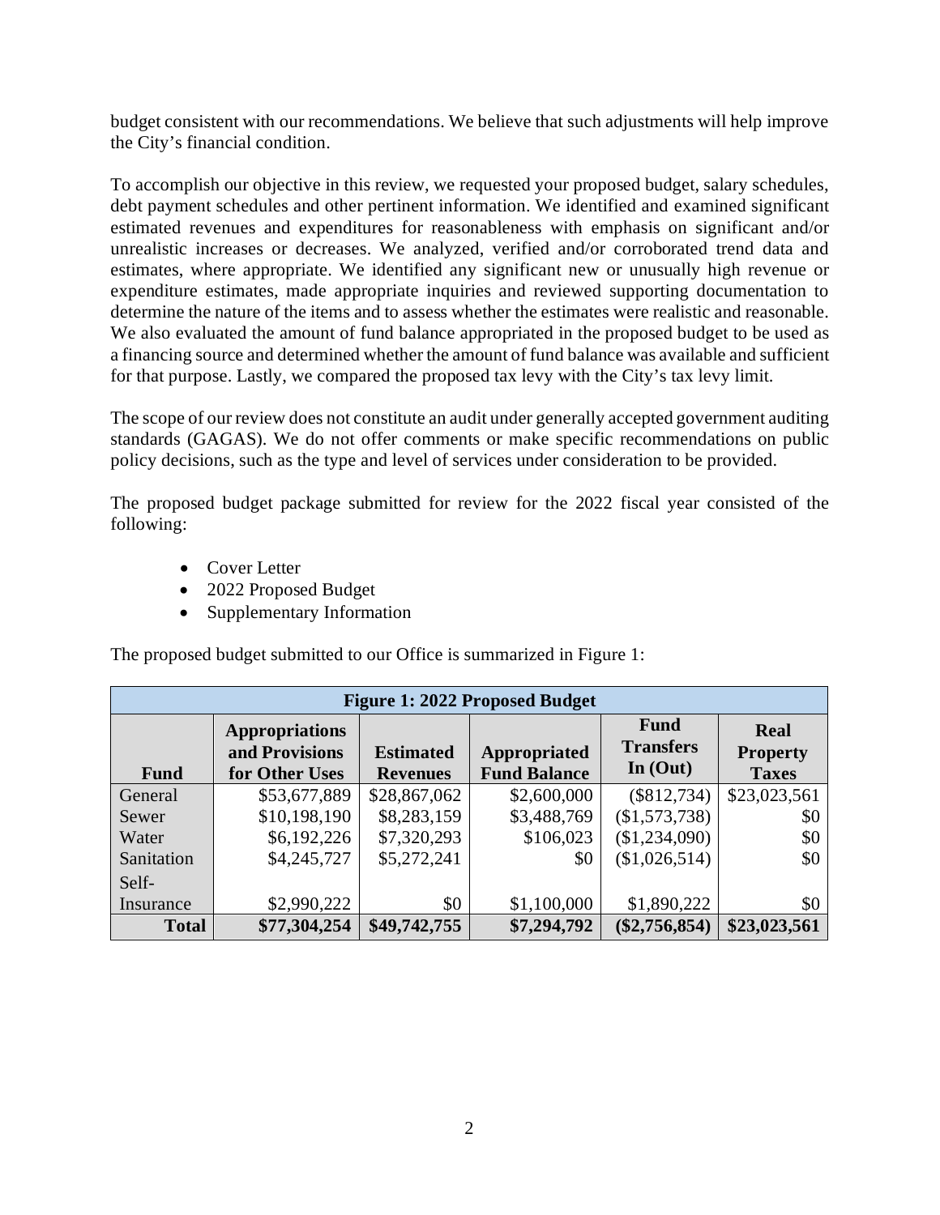budget consistent with our recommendations. We believe that such adjustments will help improve the City's financial condition.

To accomplish our objective in this review, we requested your proposed budget, salary schedules, debt payment schedules and other pertinent information. We identified and examined significant estimated revenues and expenditures for reasonableness with emphasis on significant and/or unrealistic increases or decreases. We analyzed, verified and/or corroborated trend data and estimates, where appropriate. We identified any significant new or unusually high revenue or expenditure estimates, made appropriate inquiries and reviewed supporting documentation to determine the nature of the items and to assess whether the estimates were realistic and reasonable. We also evaluated the amount of fund balance appropriated in the proposed budget to be used as a financing source and determined whether the amount of fund balance was available and sufficient for that purpose. Lastly, we compared the proposed tax levy with the City's tax levy limit.

The scope of our review does not constitute an audit under generally accepted government auditing standards (GAGAS). We do not offer comments or make specific recommendations on public policy decisions, such as the type and level of services under consideration to be provided.

The proposed budget package submitted for review for the 2022 fiscal year consisted of the following:

- Cover Letter
- 2022 Proposed Budget
- Supplementary Information

The proposed budget submitted to our Office is summarized in Figure 1:

| Figure 1: 2022 Proposed Budget | | | | | |
|---|---|---|---|---|---|
| **Fund** | **Appropriations and Provisions for Other Uses** | **Estimated Revenues** | **Appropriated Fund Balance** | **Fund Transfers In (Out)** | **Real Property Taxes** |
| General | $53,677,889 | $28,867,062 | $2,600,000 | ($812,734) | $23,023,561 |
| Sewer | $10,198,190 | $8,283,159 | $3,488,769 | ($1,573,738) | $0 |
| Water | $6,192,226 | $7,320,293 | $106,023 | ($1,234,090) | $0 |
| Sanitation | $4,245,727 | $5,272,241 | $0 | ($1,026,514) | $0 |
| Self-Insurance | $2,990,222 | $0 | $1,100,000 | $1,890,222 | $0 |
| **Total** | **$77,304,254** | **$49,742,755** | **$7,294,792** | **($2,756,854)** | **$23,023,561** |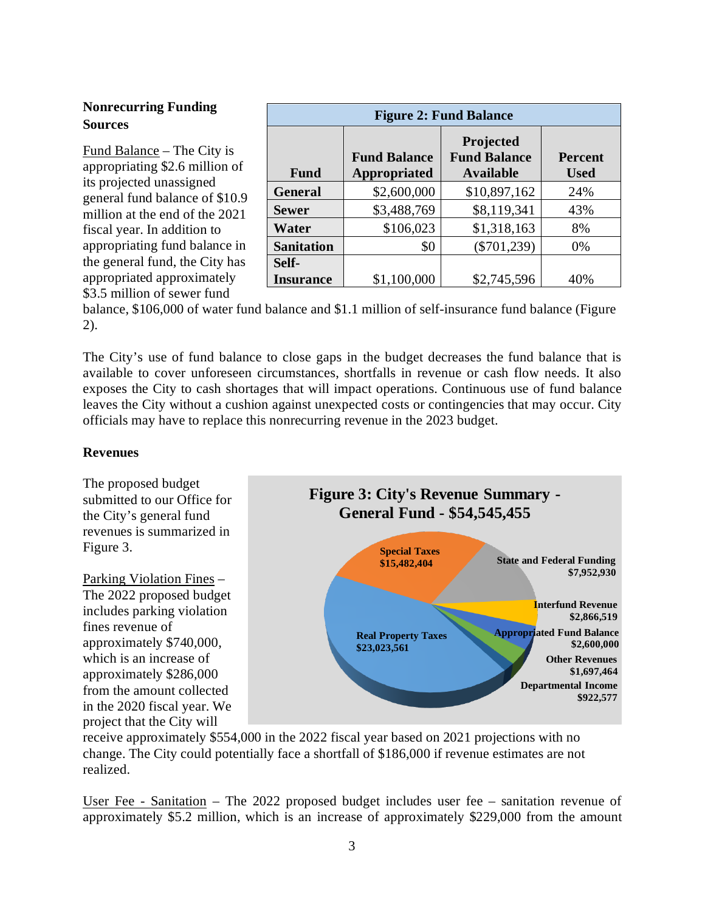**Nonrecurring Funding Sources**

Fund Balance – The City is appropriating $2.6 million of its projected unassigned general fund balance of $10.9 million at the end of the 2021 fiscal year. In addition to appropriating fund balance in the general fund, the City has appropriated approximately $3.5 million of sewer fund balance, $106,000 of water fund balance and $1.1 million of self-insurance fund balance (Figure 2).

| Figure 2: Fund Balance | | | |
|---|---|---|---|
| **Fund** | **Fund Balance Appropriated** | **Projected Fund Balance Available** | **Percent Used** |
| **General** | $2,600,000 | $10,897,162 | 24% |
| **Sewer** | $3,488,769 | $8,119,341 | 43% |
| **Water** | $106,023 | $1,318,163 | 8% |
| **Sanitation** | $0 | ($701,239) | 0% |
| **Self-Insurance** | $1,100,000 | $2,745,596 | 40% |

The City's use of fund balance to close gaps in the budget decreases the fund balance that is available to cover unforeseen circumstances, shortfalls in revenue or cash flow needs. It also exposes the City to cash shortages that will impact operations. Continuous use of fund balance leaves the City without a cushion against unexpected costs or contingencies that may occur. City officials may have to replace this nonrecurring revenue in the 2023 budget.

**Revenues**

The proposed budget submitted to our Office for the City's general fund revenues is summarized in Figure 3.

**Figure 3: City's Revenue Summary - General Fund - $54,545,455**

| Revenue Source | Amount |
|---|---|
| Real Property Taxes | $23,023,561 |
| Special Taxes | $15,482,404 |
| State and Federal Funding | $7,952,930 |
| Interfund Revenue | $2,866,519 |
| Appropriated Fund Balance | $2,600,000 |
| Other Revenues | $1,697,464 |
| Departmental Income | $922,577 |

Parking Violation Fines – The 2022 proposed budget includes parking violation fines revenue of approximately $740,000, which is an increase of approximately $286,000 from the amount collected in the 2020 fiscal year. We project that the City will receive approximately $554,000 in the 2022 fiscal year based on 2021 projections with no change. The City could potentially face a shortfall of $186,000 if revenue estimates are not realized.

User Fee - Sanitation – The 2022 proposed budget includes user fee – sanitation revenue of approximately $5.2 million, which is an increase of approximately $229,000 from the amount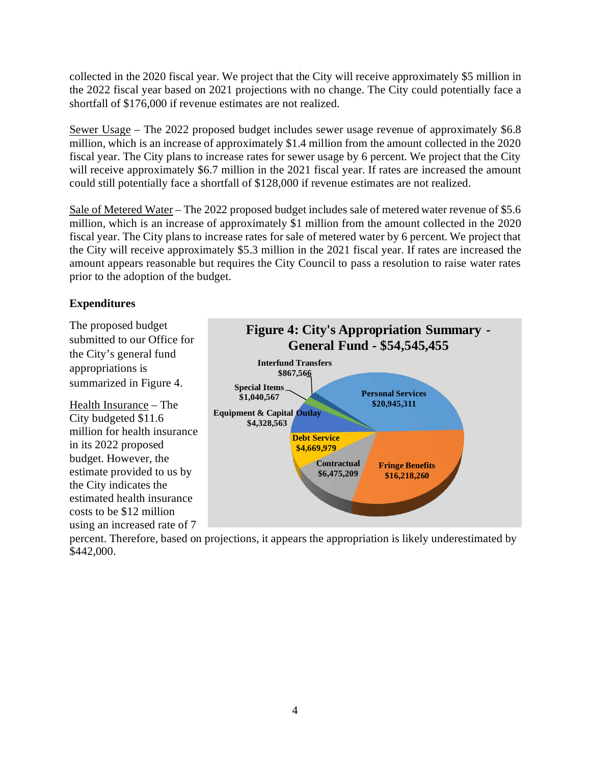collected in the 2020 fiscal year. We project that the City will receive approximately $5 million in the 2022 fiscal year based on 2021 projections with no change. The City could potentially face a shortfall of $176,000 if revenue estimates are not realized.

Sewer Usage – The 2022 proposed budget includes sewer usage revenue of approximately $6.8 million, which is an increase of approximately $1.4 million from the amount collected in the 2020 fiscal year. The City plans to increase rates for sewer usage by 6 percent. We project that the City will receive approximately $6.7 million in the 2021 fiscal year. If rates are increased the amount could still potentially face a shortfall of $128,000 if revenue estimates are not realized.

Sale of Metered Water – The 2022 proposed budget includes sale of metered water revenue of $5.6 million, which is an increase of approximately $1 million from the amount collected in the 2020 fiscal year. The City plans to increase rates for sale of metered water by 6 percent. We project that the City will receive approximately $5.3 million in the 2021 fiscal year. If rates are increased the amount appears reasonable but requires the City Council to pass a resolution to raise water rates prior to the adoption of the budget.

**Expenditures**

The proposed budget submitted to our Office for the City's general fund appropriations is summarized in Figure 4.

**Figure 4: City's Appropriation Summary - General Fund - $54,545,455**

| Category | Amount |
|---|---|
| Personal Services | $20,945,311 |
| Fringe Benefits | $16,218,260 |
| Contractual | $6,475,209 |
| Debt Service | $4,669,979 |
| Equipment & Capital Outlay | $4,328,563 |
| Special Items | $1,040,567 |
| Interfund Transfers | $867,566 |

Health Insurance – The City budgeted $11.6 million for health insurance in its 2022 proposed budget. However, the estimate provided to us by the City indicates the estimated health insurance costs to be $12 million using an increased rate of 7 percent. Therefore, based on projections, it appears the appropriation is likely underestimated by $442,000.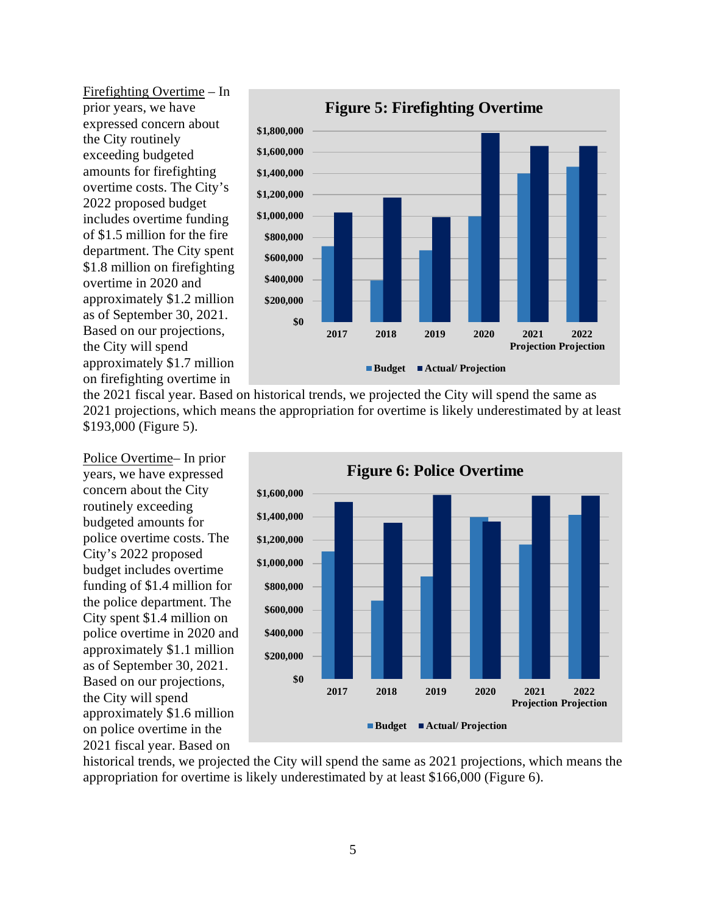Firefighting Overtime – In prior years, we have expressed concern about the City routinely exceeding budgeted amounts for firefighting overtime costs. The City's 2022 proposed budget includes overtime funding of $1.5 million for the fire department. The City spent $1.8 million on firefighting overtime in 2020 and approximately $1.2 million as of September 30, 2021. Based on our projections, the City will spend approximately $1.7 million on firefighting overtime in the 2021 fiscal year. Based on historical trends, we projected the City will spend the same as 2021 projections, which means the appropriation for overtime is likely underestimated by at least $193,000 (Figure 5).

**Figure 5: Firefighting Overtime**

Police Overtime– In prior years, we have expressed concern about the City routinely exceeding budgeted amounts for police overtime costs. The City's 2022 proposed budget includes overtime funding of $1.4 million for the police department. The City spent $1.4 million on police overtime in 2020 and approximately $1.1 million as of September 30, 2021. Based on our projections, the City will spend approximately $1.6 million on police overtime in the 2021 fiscal year. Based on historical trends, we projected the City will spend the same as 2021 projections, which means the appropriation for overtime is likely underestimated by at least $166,000 (Figure 6).

**Figure 6: Police Overtime**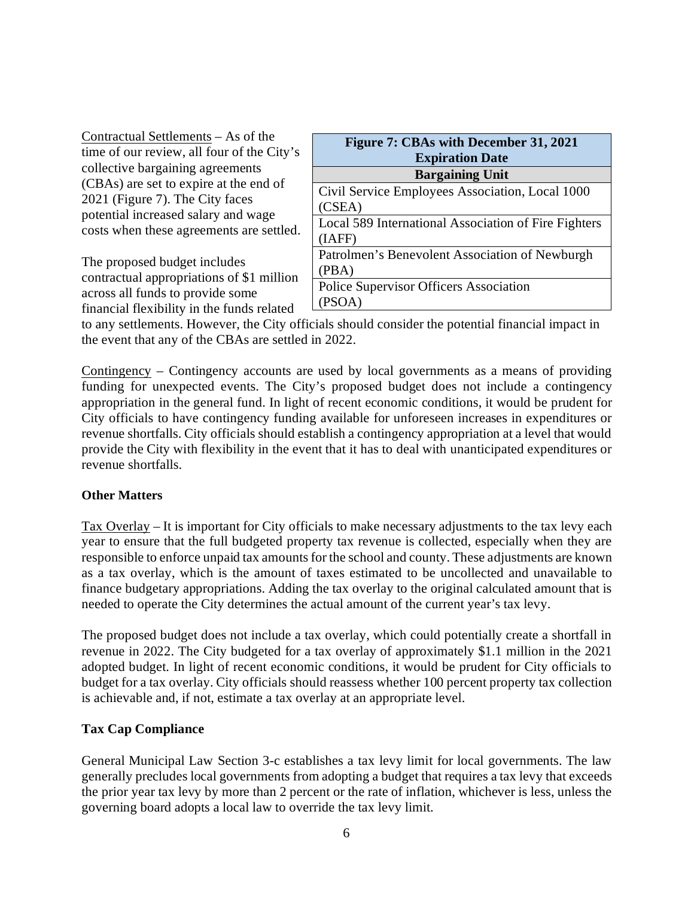Contractual Settlements – As of the time of our review, all four of the City's collective bargaining agreements (CBAs) are set to expire at the end of 2021 (Figure 7). The City faces potential increased salary and wage costs when these agreements are settled.

| Figure 7: CBAs with December 31, 2021 Expiration Date |
|---|
| **Bargaining Unit** |
| Civil Service Employees Association, Local 1000 (CSEA) |
| Local 589 International Association of Fire Fighters (IAFF) |
| Patrolmen's Benevolent Association of Newburgh (PBA) |
| Police Supervisor Officers Association (PSOA) |

The proposed budget includes contractual appropriations of $1 million across all funds to provide some financial flexibility in the funds related to any settlements. However, the City officials should consider the potential financial impact in the event that any of the CBAs are settled in 2022.

Contingency – Contingency accounts are used by local governments as a means of providing funding for unexpected events. The City's proposed budget does not include a contingency appropriation in the general fund. In light of recent economic conditions, it would be prudent for City officials to have contingency funding available for unforeseen increases in expenditures or revenue shortfalls. City officials should establish a contingency appropriation at a level that would provide the City with flexibility in the event that it has to deal with unanticipated expenditures or revenue shortfalls.

**Other Matters**

Tax Overlay – It is important for City officials to make necessary adjustments to the tax levy each year to ensure that the full budgeted property tax revenue is collected, especially when they are responsible to enforce unpaid tax amounts for the school and county. These adjustments are known as a tax overlay, which is the amount of taxes estimated to be uncollected and unavailable to finance budgetary appropriations. Adding the tax overlay to the original calculated amount that is needed to operate the City determines the actual amount of the current year's tax levy.

The proposed budget does not include a tax overlay, which could potentially create a shortfall in revenue in 2022. The City budgeted for a tax overlay of approximately $1.1 million in the 2021 adopted budget. In light of recent economic conditions, it would be prudent for City officials to budget for a tax overlay. City officials should reassess whether 100 percent property tax collection is achievable and, if not, estimate a tax overlay at an appropriate level.

**Tax Cap Compliance**

General Municipal Law Section 3-c establishes a tax levy limit for local governments. The law generally precludes local governments from adopting a budget that requires a tax levy that exceeds the prior year tax levy by more than 2 percent or the rate of inflation, whichever is less, unless the governing board adopts a local law to override the tax levy limit.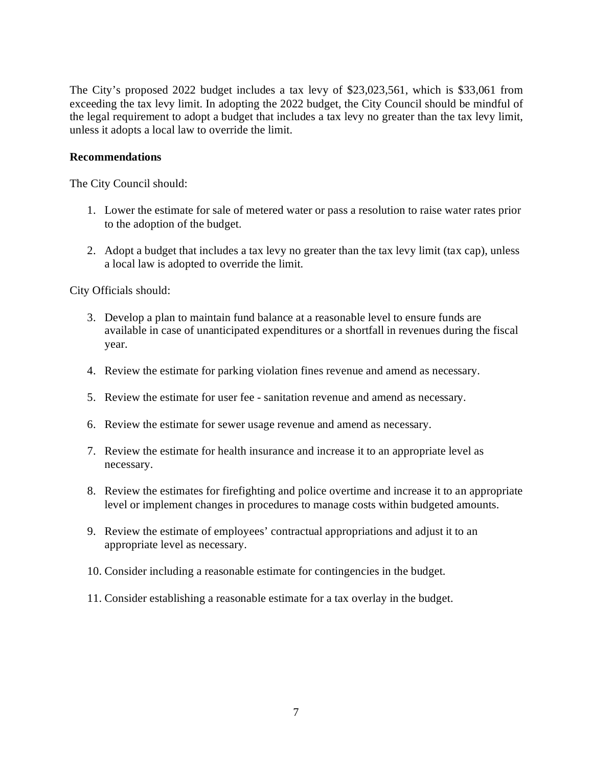The City's proposed 2022 budget includes a tax levy of $23,023,561, which is $33,061 from exceeding the tax levy limit. In adopting the 2022 budget, the City Council should be mindful of the legal requirement to adopt a budget that includes a tax levy no greater than the tax levy limit, unless it adopts a local law to override the limit.

**Recommendations**

The City Council should:

1. Lower the estimate for sale of metered water or pass a resolution to raise water rates prior to the adoption of the budget.

2. Adopt a budget that includes a tax levy no greater than the tax levy limit (tax cap), unless a local law is adopted to override the limit.

City Officials should:

3. Develop a plan to maintain fund balance at a reasonable level to ensure funds are available in case of unanticipated expenditures or a shortfall in revenues during the fiscal year.

4. Review the estimate for parking violation fines revenue and amend as necessary.

5. Review the estimate for user fee - sanitation revenue and amend as necessary.

6. Review the estimate for sewer usage revenue and amend as necessary.

7. Review the estimate for health insurance and increase it to an appropriate level as necessary.

8. Review the estimates for firefighting and police overtime and increase it to an appropriate level or implement changes in procedures to manage costs within budgeted amounts.

9. Review the estimate of employees' contractual appropriations and adjust it to an appropriate level as necessary.

10. Consider including a reasonable estimate for contingencies in the budget.

11. Consider establishing a reasonable estimate for a tax overlay in the budget.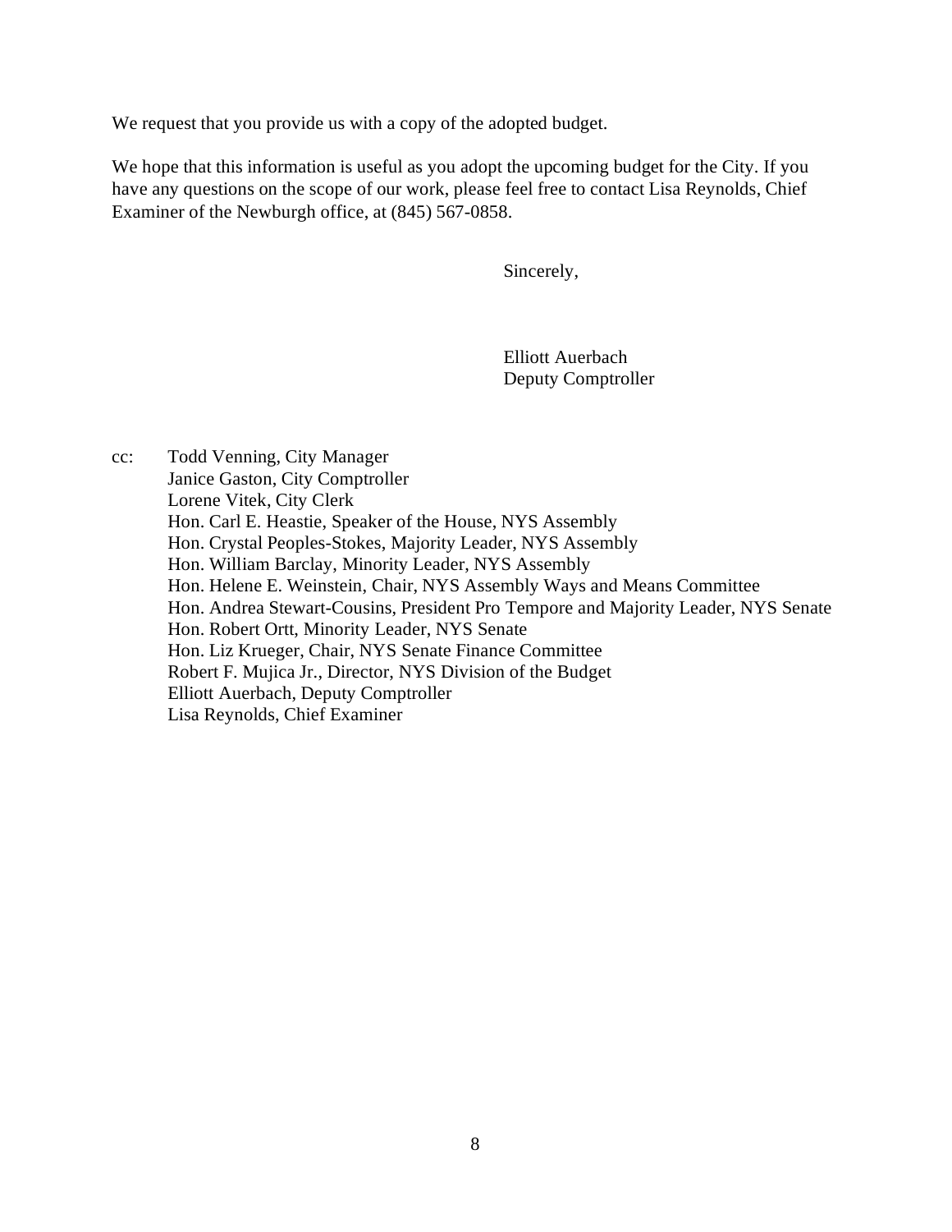We request that you provide us with a copy of the adopted budget.

We hope that this information is useful as you adopt the upcoming budget for the City. If you have any questions on the scope of our work, please feel free to contact Lisa Reynolds, Chief Examiner of the Newburgh office, at (845) 567-0858.

Sincerely,

Elliott Auerbach
Deputy Comptroller

cc: Todd Venning, City Manager
Janice Gaston, City Comptroller
Lorene Vitek, City Clerk
Hon. Carl E. Heastie, Speaker of the House, NYS Assembly
Hon. Crystal Peoples-Stokes, Majority Leader, NYS Assembly
Hon. William Barclay, Minority Leader, NYS Assembly
Hon. Helene E. Weinstein, Chair, NYS Assembly Ways and Means Committee
Hon. Andrea Stewart-Cousins, President Pro Tempore and Majority Leader, NYS Senate
Hon. Robert Ortt, Minority Leader, NYS Senate
Hon. Liz Krueger, Chair, NYS Senate Finance Committee
Robert F. Mujica Jr., Director, NYS Division of the Budget
Elliott Auerbach, Deputy Comptroller
Lisa Reynolds, Chief Examiner